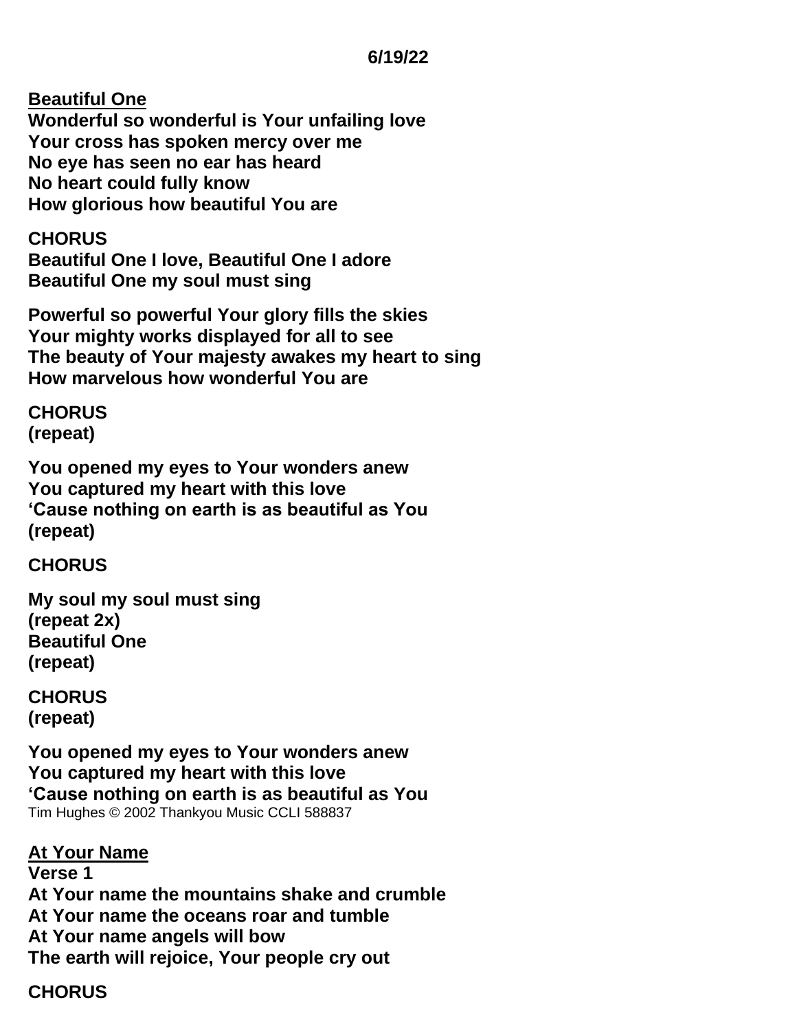**6/19/22**

**Beautiful One**

**Wonderful so wonderful is Your unfailing love**
**Your cross has spoken mercy over me**
**No eye has seen no ear has heard**
**No heart could fully know**
**How glorious how beautiful You are**

**CHORUS**
**Beautiful One I love, Beautiful One I adore**
**Beautiful One my soul must sing**

**Powerful so powerful Your glory fills the skies**
**Your mighty works displayed for all to see**
**The beauty of Your majesty awakes my heart to sing**
**How marvelous how wonderful You are**

**CHORUS**
**(repeat)**

**You opened my eyes to Your wonders anew**
**You captured my heart with this love**
**'Cause nothing on earth is as beautiful as You**
**(repeat)**

**CHORUS**

**My soul my soul must sing**
**(repeat 2x)**
**Beautiful One**
**(repeat)**

**CHORUS**
**(repeat)**

**You opened my eyes to Your wonders anew**
**You captured my heart with this love**
**'Cause nothing on earth is as beautiful as You**
Tim Hughes © 2002 Thankyou Music CCLI 588837

**At Your Name**

**Verse 1**
**At Your name the mountains shake and crumble**
**At Your name the oceans roar and tumble**
**At Your name angels will bow**
**The earth will rejoice, Your people cry out**

**CHORUS**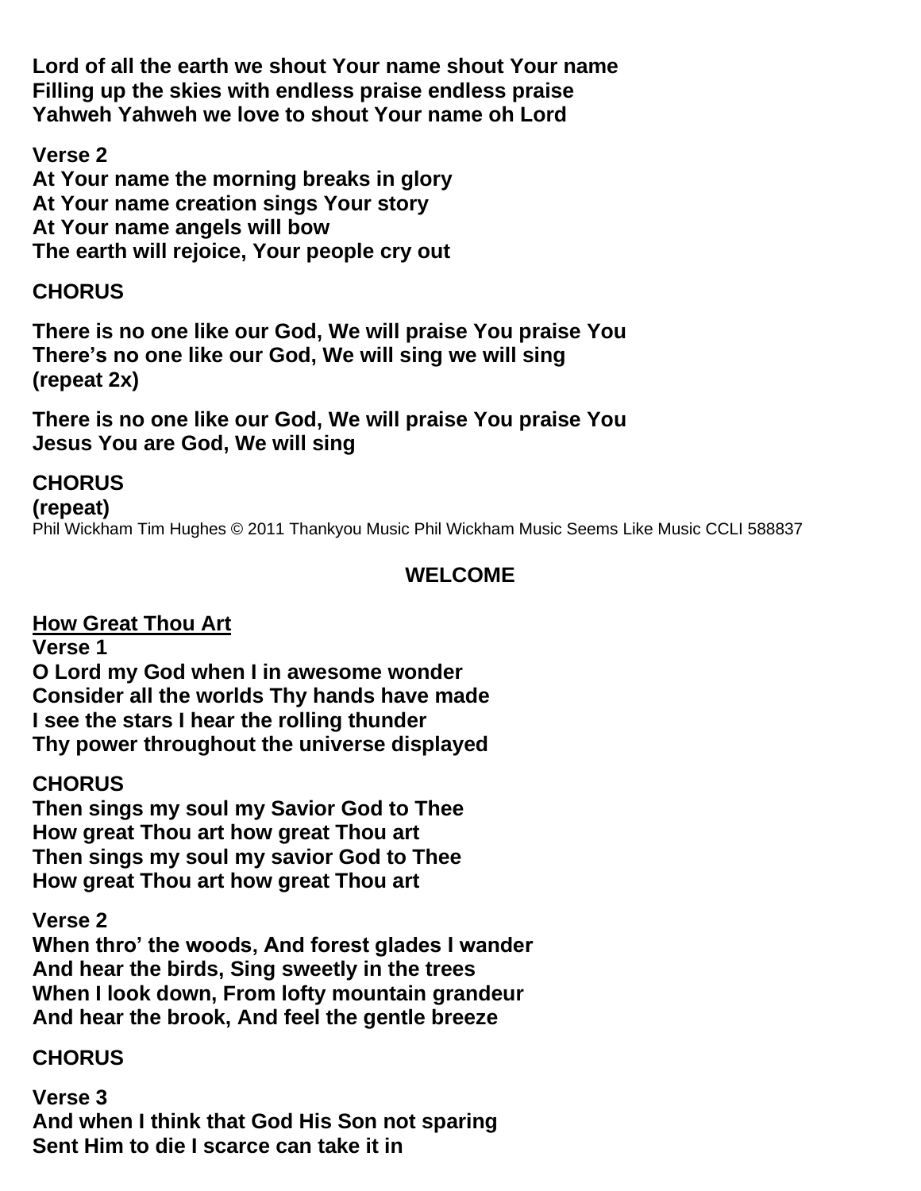**Lord of all the earth we shout Your name shout Your name**
**Filling up the skies with endless praise endless praise**
**Yahweh Yahweh we love to shout Your name oh Lord**

**Verse 2**
**At Your name the morning breaks in glory**
**At Your name creation sings Your story**
**At Your name angels will bow**
**The earth will rejoice, Your people cry out**

**CHORUS**

**There is no one like our God, We will praise You praise You**
**There's no one like our God, We will sing we will sing**
**(repeat 2x)**

**There is no one like our God, We will praise You praise You**
**Jesus You are God, We will sing**

**CHORUS**
**(repeat)**
Phil Wickham Tim Hughes © 2011 Thankyou Music Phil Wickham Music Seems Like Music CCLI 588837

## WELCOME

**<u>How Great Thou Art</u>**
**Verse 1**
**O Lord my God when I in awesome wonder**
**Consider all the worlds Thy hands have made**
**I see the stars I hear the rolling thunder**
**Thy power throughout the universe displayed**

**CHORUS**
**Then sings my soul my Savior God to Thee**
**How great Thou art how great Thou art**
**Then sings my soul my savior God to Thee**
**How great Thou art how great Thou art**

**Verse 2**
**When thro' the woods, And forest glades I wander**
**And hear the birds, Sing sweetly in the trees**
**When I look down, From lofty mountain grandeur**
**And hear the brook, And feel the gentle breeze**

**CHORUS**

**Verse 3**
**And when I think that God His Son not sparing**
**Sent Him to die I scarce can take it in**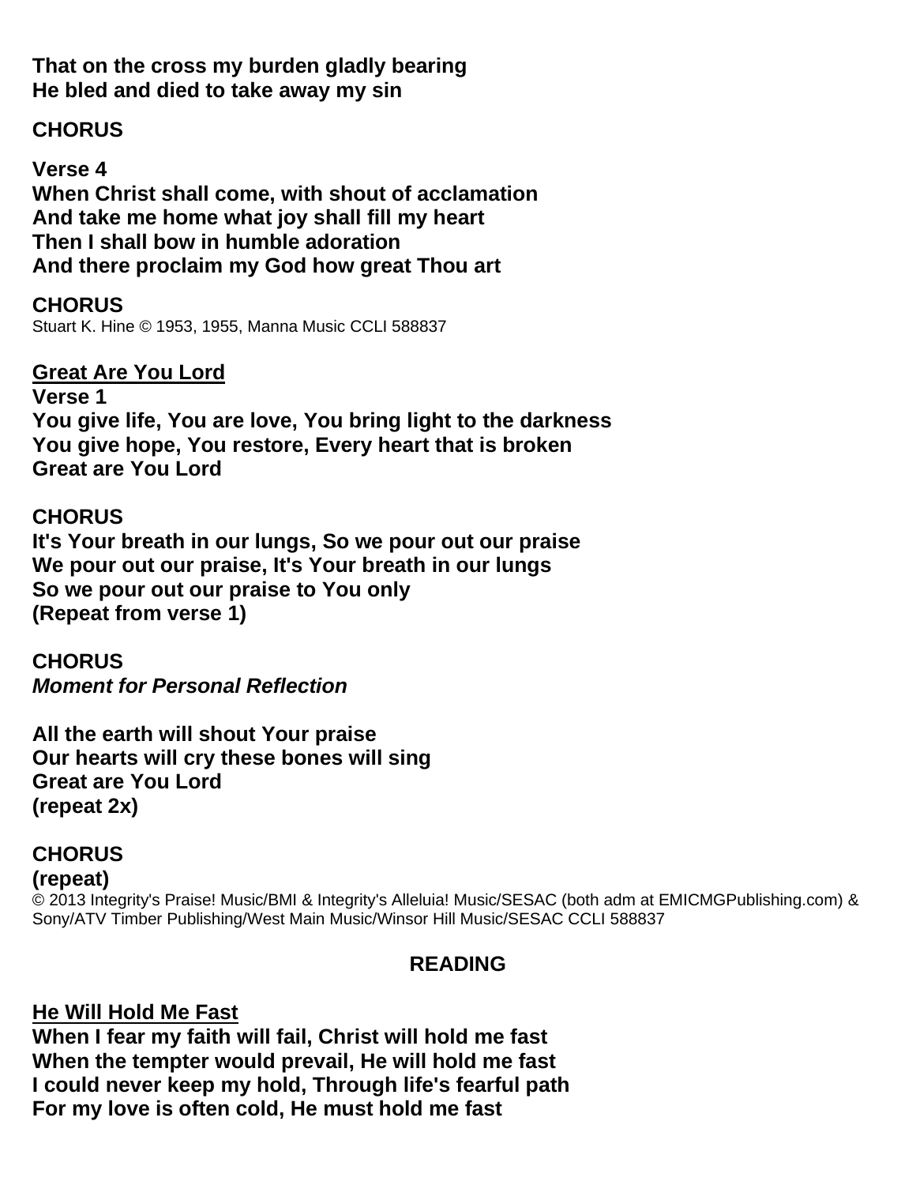**That on the cross my burden gladly bearing**
**He bled and died to take away my sin**

**CHORUS**

**Verse 4**
**When Christ shall come, with shout of acclamation**
**And take me home what joy shall fill my heart**
**Then I shall bow in humble adoration**
**And there proclaim my God how great Thou art**

**CHORUS**
Stuart K. Hine © 1953, 1955, Manna Music CCLI 588837

**Great Are You Lord**
**Verse 1**
**You give life, You are love, You bring light to the darkness**
**You give hope, You restore, Every heart that is broken**
**Great are You Lord**

**CHORUS**
**It's Your breath in our lungs, So we pour out our praise**
**We pour out our praise, It's Your breath in our lungs**
**So we pour out our praise to You only**
**(Repeat from verse 1)**

**CHORUS**
***Moment for Personal Reflection***

**All the earth will shout Your praise**
**Our hearts will cry these bones will sing**
**Great are You Lord**
**(repeat 2x)**

**CHORUS**
**(repeat)**
© 2013 Integrity's Praise! Music/BMI & Integrity's Alleluia! Music/SESAC (both adm at EMICMGPublishing.com) & Sony/ATV Timber Publishing/West Main Music/Winsor Hill Music/SESAC CCLI 588837

## READING

**He Will Hold Me Fast**
**When I fear my faith will fail, Christ will hold me fast**
**When the tempter would prevail, He will hold me fast**
**I could never keep my hold, Through life's fearful path**
**For my love is often cold, He must hold me fast**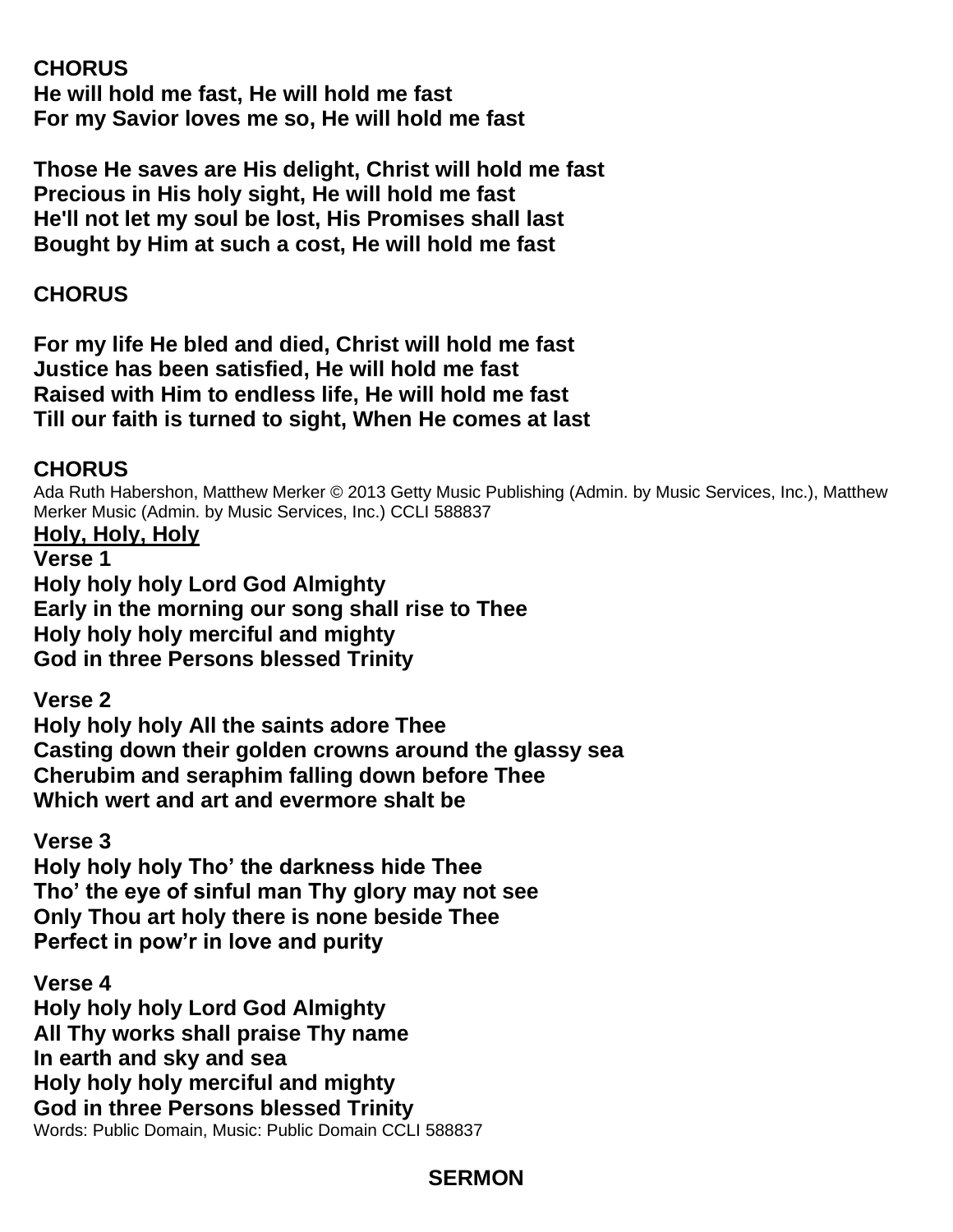**CHORUS**
**He will hold me fast, He will hold me fast**
**For my Savior loves me so, He will hold me fast**

**Those He saves are His delight, Christ will hold me fast**
**Precious in His holy sight, He will hold me fast**
**He'll not let my soul be lost, His Promises shall last**
**Bought by Him at such a cost, He will hold me fast**

**CHORUS**

**For my life He bled and died, Christ will hold me fast**
**Justice has been satisfied, He will hold me fast**
**Raised with Him to endless life, He will hold me fast**
**Till our faith is turned to sight, When He comes at last**

**CHORUS**

Ada Ruth Habershon, Matthew Merker © 2013 Getty Music Publishing (Admin. by Music Services, Inc.), Matthew Merker Music (Admin. by Music Services, Inc.) CCLI 588837

## Holy, Holy, Holy

**Verse 1**
**Holy holy holy Lord God Almighty**
**Early in the morning our song shall rise to Thee**
**Holy holy holy merciful and mighty**
**God in three Persons blessed Trinity**

**Verse 2**
**Holy holy holy All the saints adore Thee**
**Casting down their golden crowns around the glassy sea**
**Cherubim and seraphim falling down before Thee**
**Which wert and art and evermore shalt be**

**Verse 3**
**Holy holy holy Tho' the darkness hide Thee**
**Tho' the eye of sinful man Thy glory may not see**
**Only Thou art holy there is none beside Thee**
**Perfect in pow'r in love and purity**

**Verse 4**
**Holy holy holy Lord God Almighty**
**All Thy works shall praise Thy name**
**In earth and sky and sea**
**Holy holy holy merciful and mighty**
**God in three Persons blessed Trinity**

Words: Public Domain, Music: Public Domain CCLI 588837

## SERMON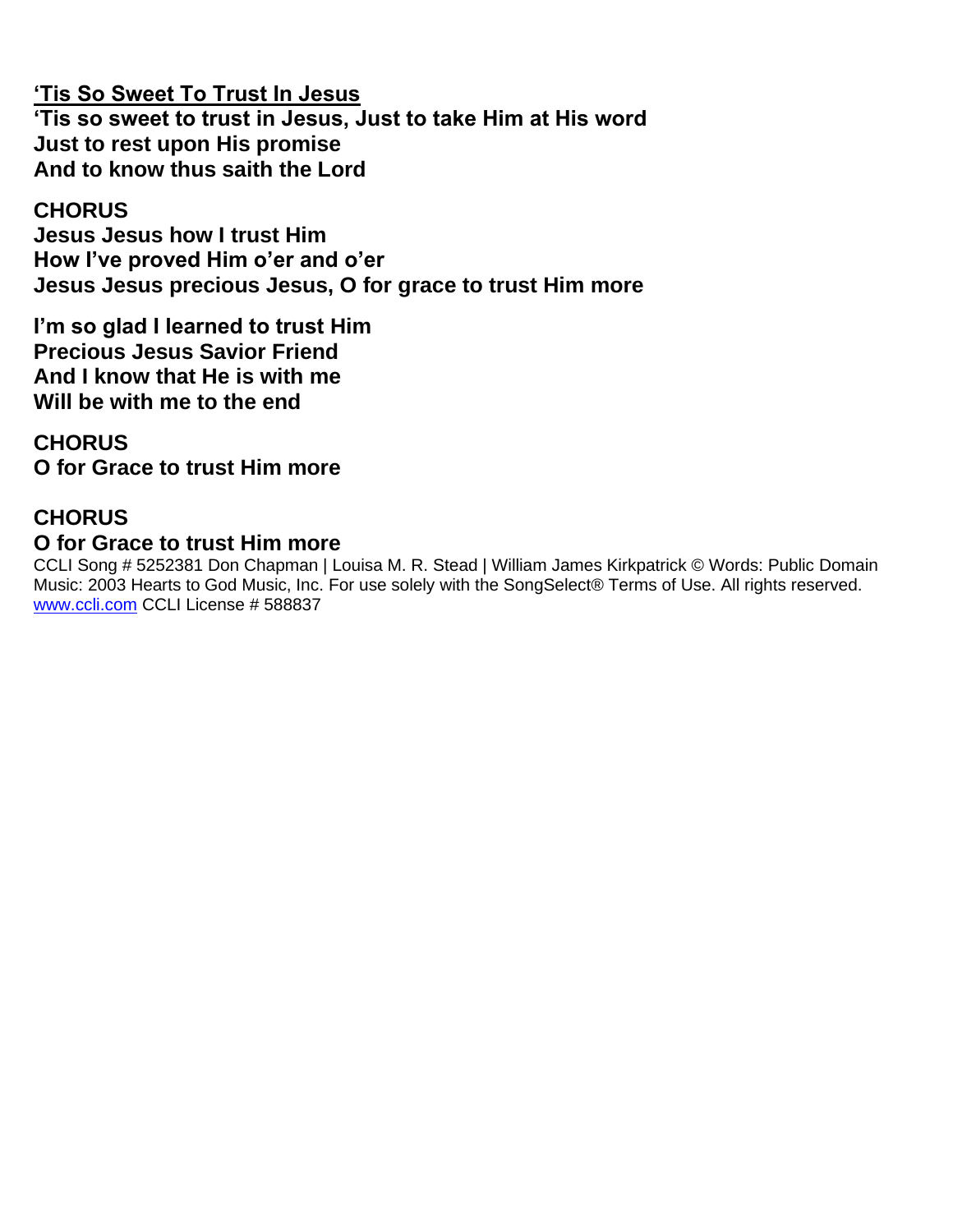**<u>'Tis So Sweet To Trust In Jesus</u>**
**'Tis so sweet to trust in Jesus, Just to take Him at His word**
**Just to rest upon His promise**
**And to know thus saith the Lord**

**CHORUS**
**Jesus Jesus how I trust Him**
**How I've proved Him o'er and o'er**
**Jesus Jesus precious Jesus, O for grace to trust Him more**

**I'm so glad I learned to trust Him**
**Precious Jesus Savior Friend**
**And I know that He is with me**
**Will be with me to the end**

**CHORUS**
**O for Grace to trust Him more**

**CHORUS**
**O for Grace to trust Him more**

CCLI Song # 5252381 Don Chapman | Louisa M. R. Stead | William James Kirkpatrick © Words: Public Domain Music: 2003 Hearts to God Music, Inc. For use solely with the SongSelect® Terms of Use. All rights reserved. www.ccli.com CCLI License # 588837